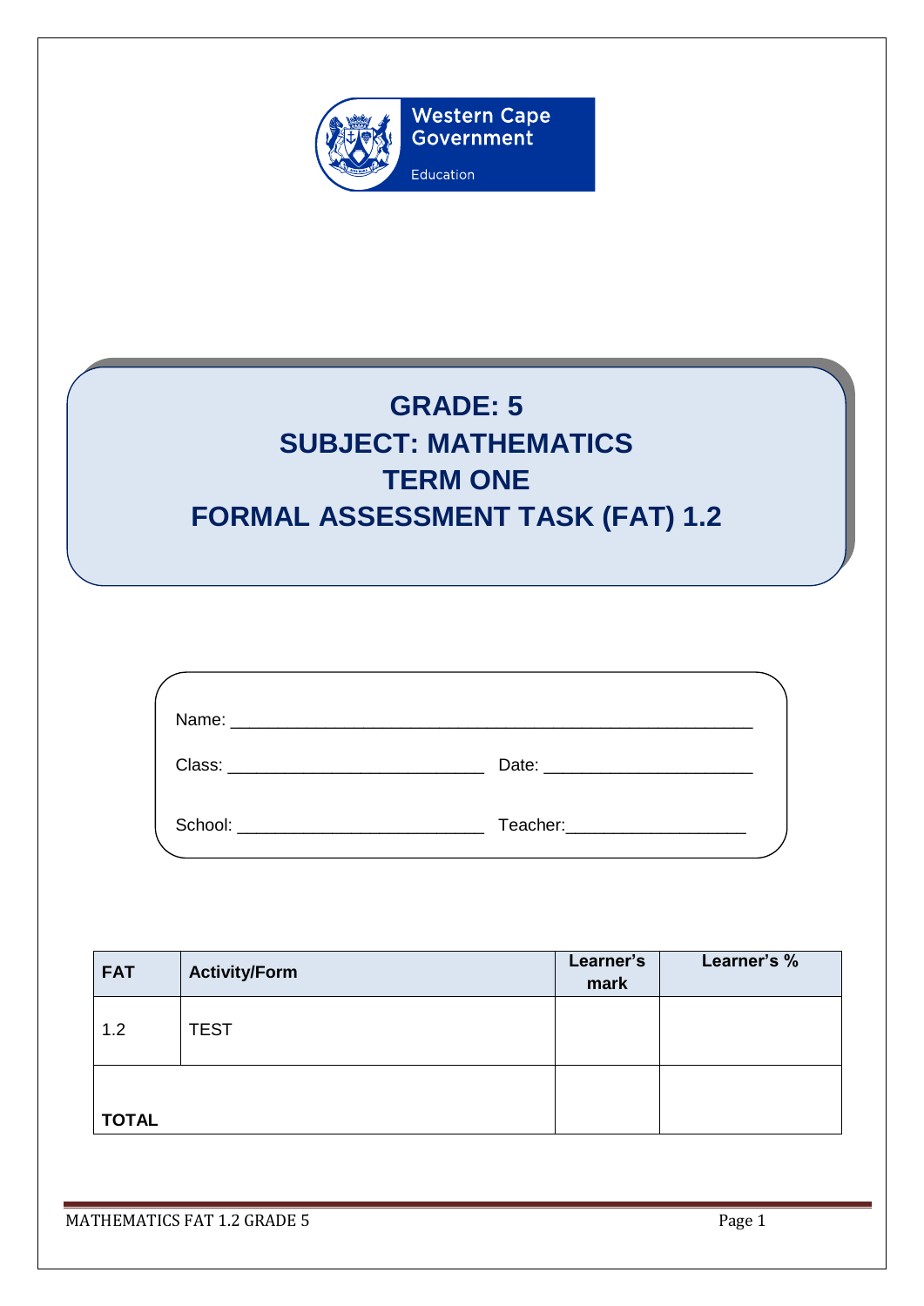Western Cape Government

Education

# GRADE: 5
# SUBJECT: MATHEMATICS
# TERM ONE
# FORMAL ASSESSMENT TASK (FAT) 1.2

Name: ________________________________________________________

Class: ___________________________ Date: ______________________

School: __________________________ Teacher:___________________

| FAT | Activity/Form | Learner's mark | Learner's % |
|---|---|---|---|
| 1.2 | TEST | | |
| **TOTAL** | | | |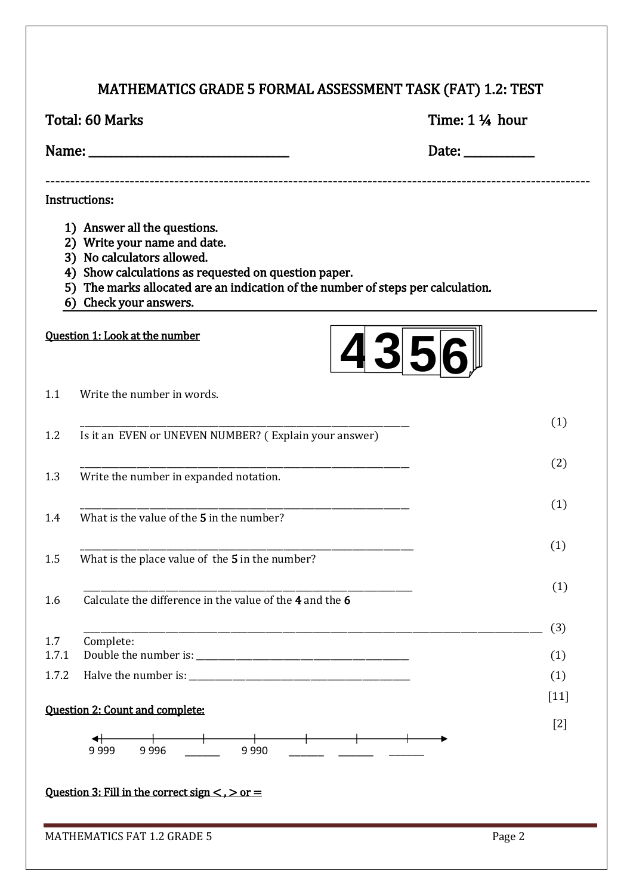# MATHEMATICS GRADE 5 FORMAL ASSESSMENT TASK (FAT) 1.2: TEST

**Total: 60 Marks** | **Time: 1 ¼ hour**

**Name: ______________________________** | **Date: ___________**

---

**Instructions:**

1) Answer all the questions.
2) Write your name and date.
3) No calculators allowed.
4) Show calculations as requested on question paper.
5) The marks allocated are an indication of the number of steps per calculation.
6) Check your answers.

**Question 1: Look at the number** 4356

1.1 Write the number in words.

______________________________________________________________ (1)

1.2 Is it an EVEN or UNEVEN NUMBER? ( Explain your answer)

______________________________________________________________ (2)

1.3 Write the number in expanded notation.

______________________________________________________________ (1)

1.4 What is the value of the **5** in the number?

______________________________________________________________ (1)

1.5 What is the place value of the **5** in the number?

______________________________________________________________ (1)

1.6 Calculate the difference in the value of the **4** and the **6**

______________________________________________________________ (3)

1.7 Complete:

1.7.1 Double the number is: ______________________________________ (1)

1.7.2 Halve the number is: ______________________________________ (1)

[11]

**Question 2: Count and complete:**

[2]

9 999 — 9 996 — _______ — 9 990 — _______ — _______ — _______

**Question 3: Fill in the correct sign < , > or =**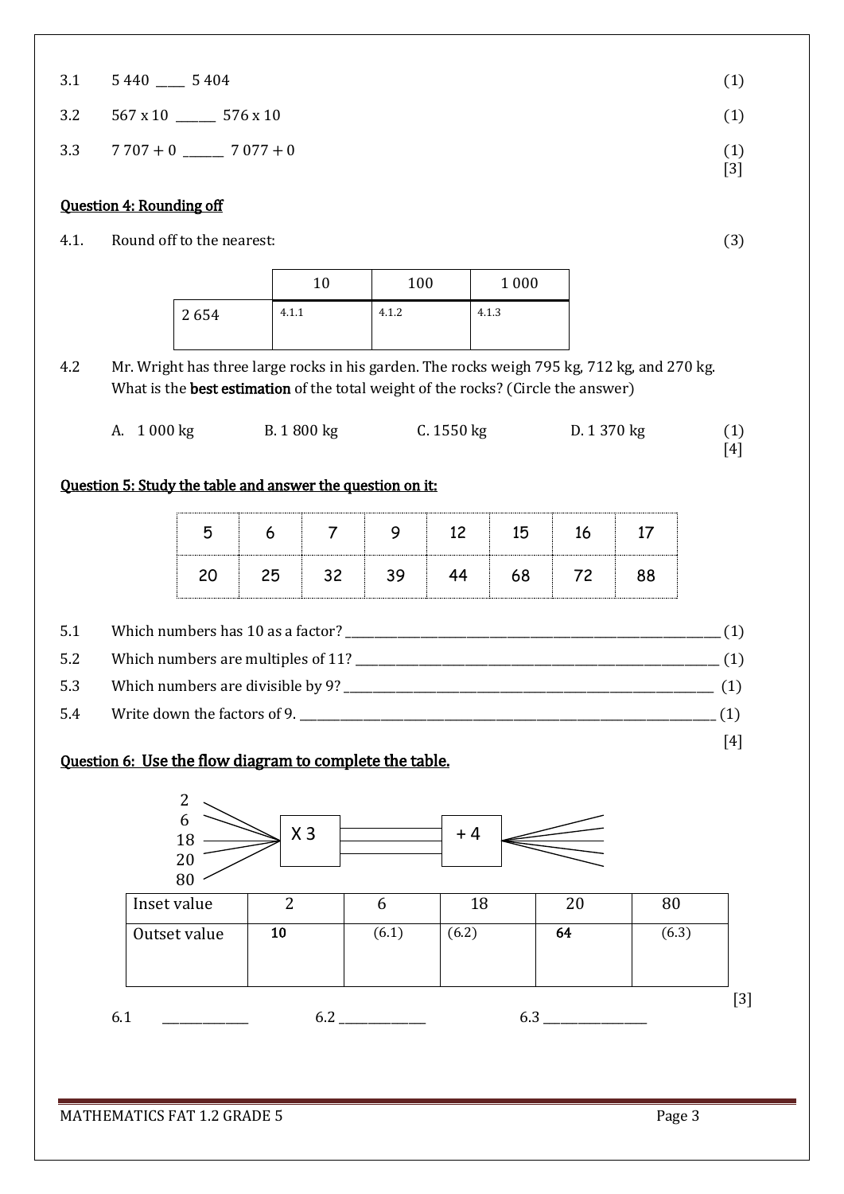3.1 5 440 ____ 5 404 (1)

3.2 567 x 10 ______ 576 x 10 (1)

3.3 7 707 + 0 ______ 7 077 + 0 (1)

[3]

**Question 4: Rounding off**

4.1. Round off to the nearest: (3)

| | 10 | 100 | 1 000 |
|---|---|---|---|
| 2 654 | 4.1.1 | 4.1.2 | 4.1.3 |

4.2 Mr. Wright has three large rocks in his garden. The rocks weigh 795 kg, 712 kg, and 270 kg. What is the **best estimation** of the total weight of the rocks? (Circle the answer)

A. 1 000 kg B. 1 800 kg C. 1550 kg D. 1 370 kg (1)

[4]

**Question 5: Study the table and answer the question on it:**

| 5 | 6 | 7 | 9 | 12 | 15 | 16 | 17 |
|---|---|---|---|---|---|---|---|
| 20 | 25 | 32 | 39 | 44 | 68 | 72 | 88 |

5.1 Which numbers has 10 as a factor? ________________________________ (1)

5.2 Which numbers are multiples of 11? ________________________________ (1)

5.3 Which numbers are divisible by 9? ________________________________ (1)

5.4 Write down the factors of 9. ________________________________ (1)

[4]

**Question 6: Use the flow diagram to complete the table.**

2, 6, 18, 20, 80 → X 3 → + 4 →

| Inset value | 2 | 6 | 18 | 20 | 80 |
|---|---|---|---|---|---|
| Outset value | 10 | (6.1) | (6.2) | 64 | (6.3) |

[3]

6.1 ____________ 6.2 ____________ 6.3 ______________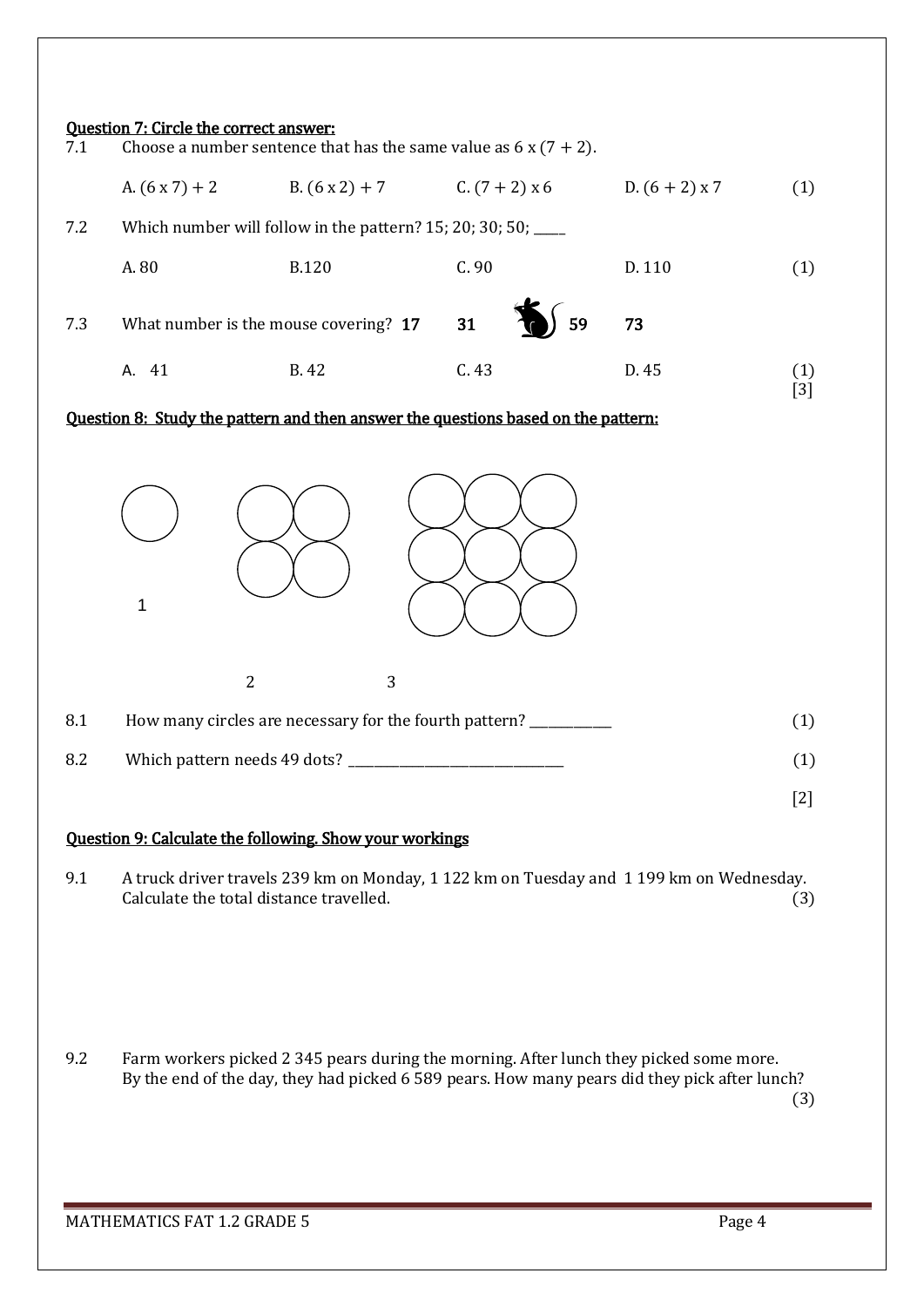**Question 7: Circle the correct answer:**

7.1 Choose a number sentence that has the same value as $6 \times (7 + 2)$.

A. $(6 \times 7) + 2$  B. $(6 \times 2) + 7$  C. $(7 + 2) \times 6$  D. $(6 + 2) \times 7$ (1)

7.2 Which number will follow in the pattern? 15; 20; 30; 50; _____

A. 80  B.120  C. 90  D. 110 (1)

7.3 What number is the mouse covering? **17  31  [mouse]  59  73**

A. 41  B. 42  C. 43  D. 45 (1)

[3]

**Question 8: Study the pattern and then answer the questions based on the pattern:**

1  2  3

8.1 How many circles are necessary for the fourth pattern? ____________ (1)

8.2 Which pattern needs 49 dots? ________________________________ (1)

[2]

**Question 9: Calculate the following. Show your workings**

9.1 A truck driver travels 239 km on Monday, 1 122 km on Tuesday and 1 199 km on Wednesday. Calculate the total distance travelled. (3)

9.2 Farm workers picked 2 345 pears during the morning. After lunch they picked some more. By the end of the day, they had picked 6 589 pears. How many pears did they pick after lunch? (3)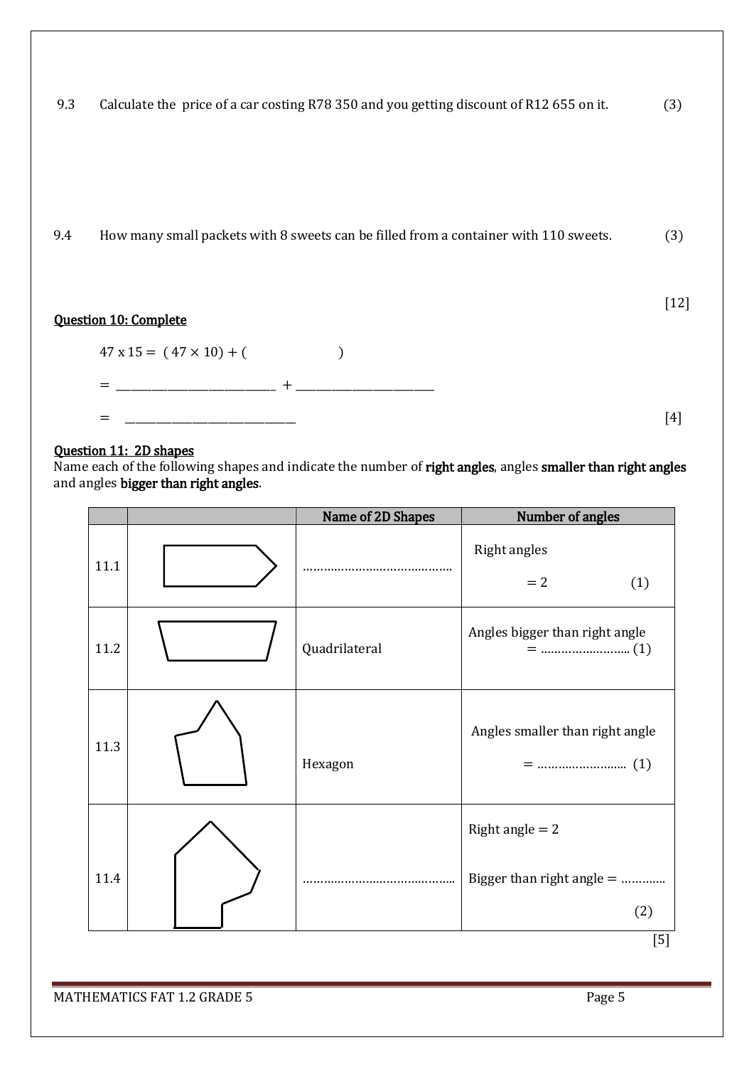9.3 Calculate the price of a car costing R78 350 and you getting discount of R12 655 on it. (3)

9.4 How many small packets with 8 sweets can be filled from a container with 110 sweets. (3)

[12]

**Question 10: Complete**

47 x 15 = $(47 \times 10)$ + (                    )

= ___________________________ + ________________________

= ____________________________ [4]

**Question 11: 2D shapes**

Name each of the following shapes and indicate the number of **right angles**, angles **smaller than right angles** and angles **bigger than right angles**.

| | | Name of 2D Shapes | Number of angles |
|---|---|---|---|
| 11.1 | | …………………………………… | Right angles = 2 (1) |
| 11.2 | | Quadrilateral | Angles bigger than right angle = …………………….. (1) |
| 11.3 | | Hexagon | Angles smaller than right angle = …………………….. (1) |
| 11.4 | | …………………………………….. | Right angle = 2<br>Bigger than right angle = …………<br>(2) |

[5]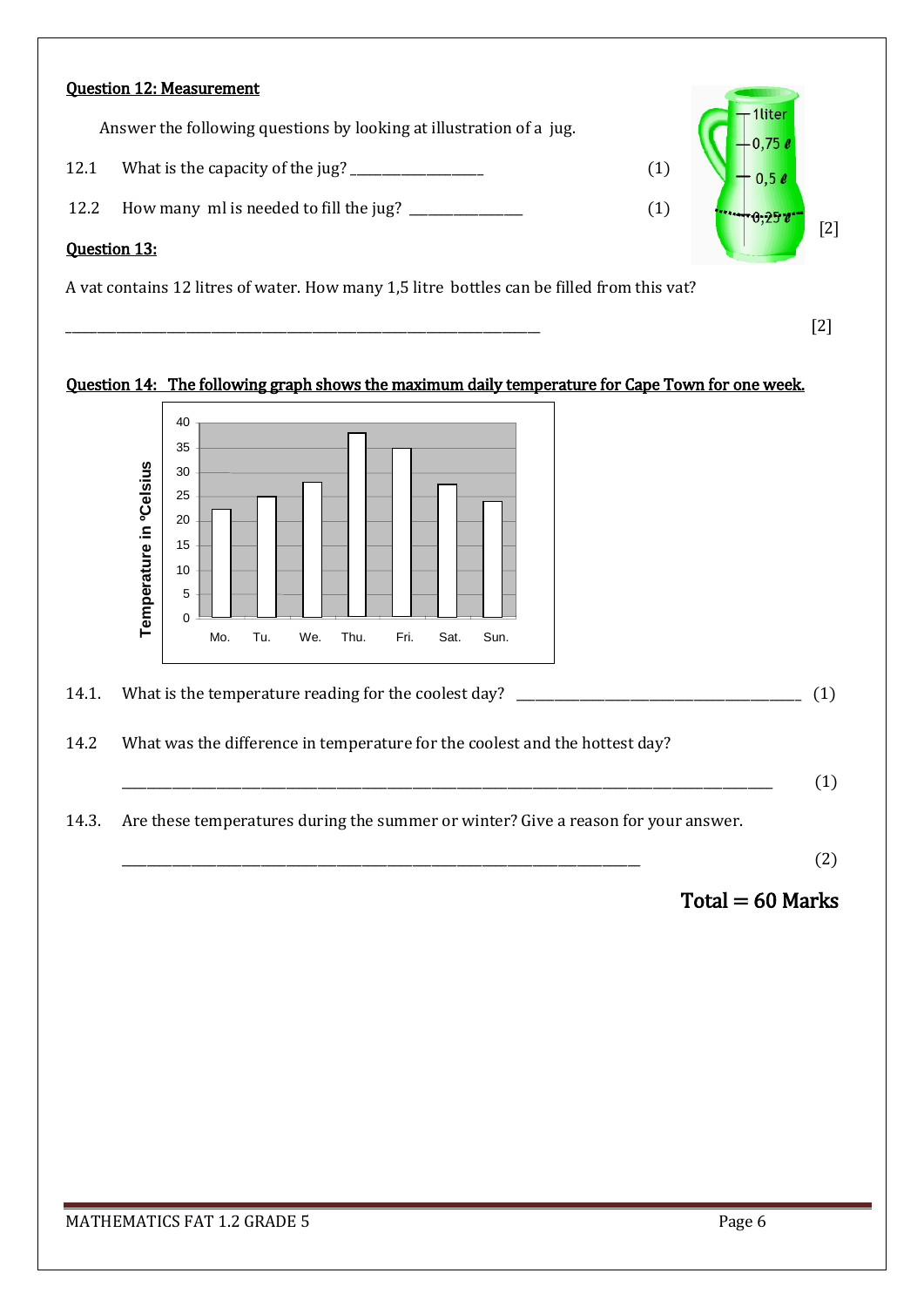## Question 12: Measurement

Answer the following questions by looking at illustration of a jug.

12.1 What is the capacity of the jug? ____________________ (1)

12.2 How many ml is needed to fill the jug? ________________ (1)

1liter
0,75 ℓ
0,5 ℓ
0,25 ℓ

[2]

## Question 13:

A vat contains 12 litres of water. How many 1,5 litre bottles can be filled from this vat?

______________________________________________________________________ [2]

## Question 14: The following graph shows the maximum daily temperature for Cape Town for one week.

Temperature in ºCelsius

40
35
30
25
20
15
10
5
0

Mo. Tu. We. Thu. Fri. Sat. Sun.

14.1. What is the temperature reading for the coolest day? __________________________________________ (1)

14.2 What was the difference in temperature for the coolest and the hottest day?

________________________________________________________________________________________________ (1)

14.3. Are these temperatures during the summer or winter? Give a reason for your answer.

____________________________________________________________________________ (2)

**Total = 60 Marks**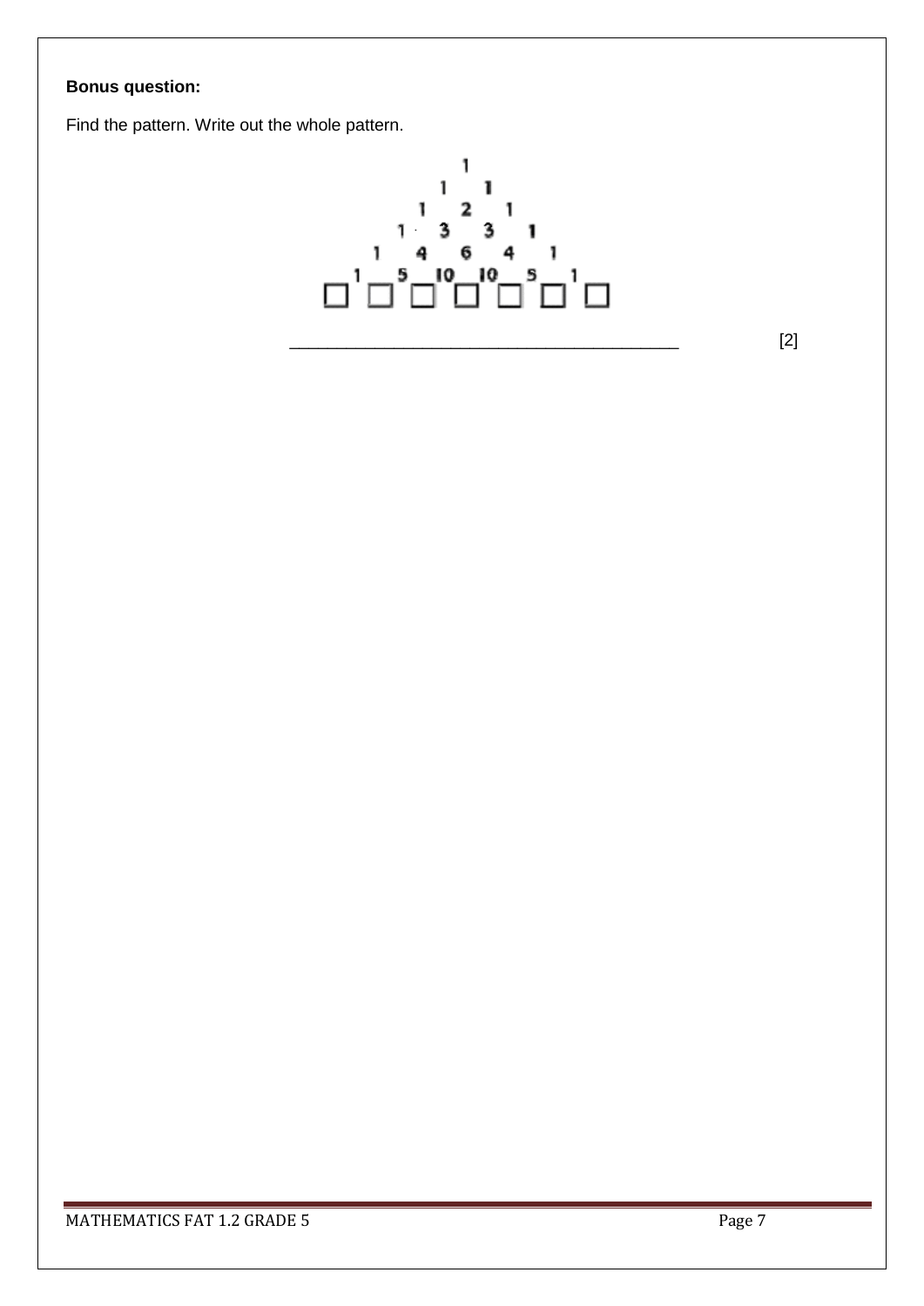**Bonus question:**

Find the pattern. Write out the whole pattern.

```
              1
            1   1
          1   2   1
        1   3   3   1
      1   4   6   4   1
    1   5   10  10  5   1
  □   □   □   □   □   □   □
```

________________________________________ [2]